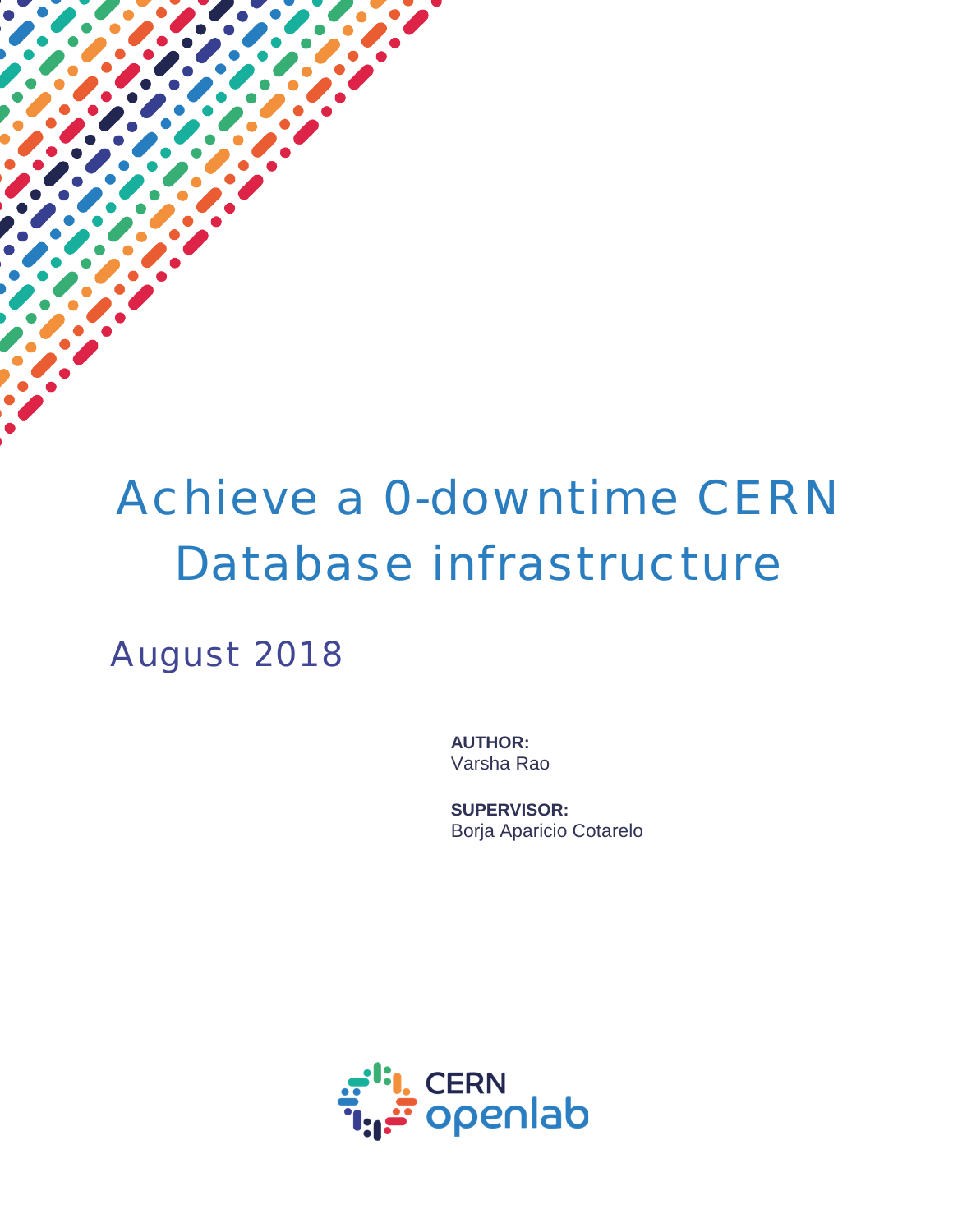# Achieve a 0-downtime CERN Database infrastructure

August 2018

**AUTHOR:**
Varsha Rao

**SUPERVISOR:**
Borja Aparicio Cotarelo

CERN openlab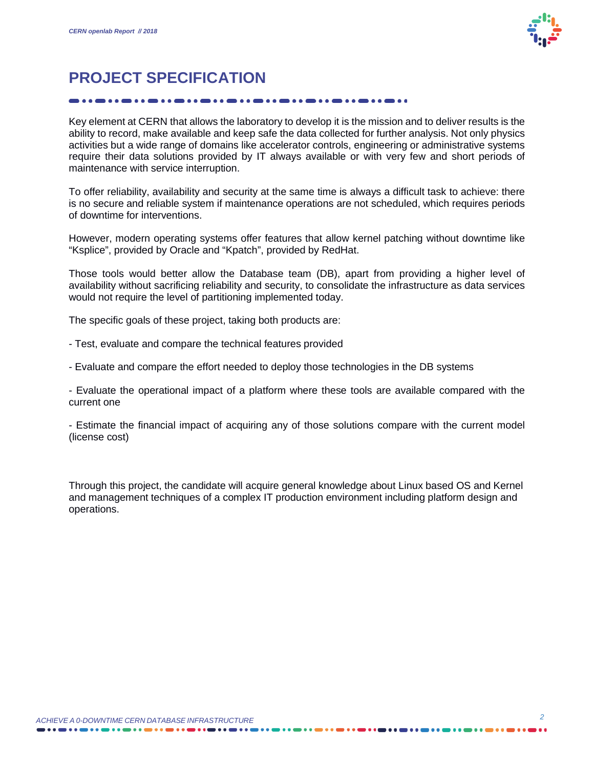# PROJECT SPECIFICATION

Key element at CERN that allows the laboratory to develop it is the mission and to deliver results is the ability to record, make available and keep safe the data collected for further analysis. Not only physics activities but a wide range of domains like accelerator controls, engineering or administrative systems require their data solutions provided by IT always available or with very few and short periods of maintenance with service interruption.

To offer reliability, availability and security at the same time is always a difficult task to achieve: there is no secure and reliable system if maintenance operations are not scheduled, which requires periods of downtime for interventions.

However, modern operating systems offer features that allow kernel patching without downtime like "Ksplice", provided by Oracle and "Kpatch", provided by RedHat.

Those tools would better allow the Database team (DB), apart from providing a higher level of availability without sacrificing reliability and security, to consolidate the infrastructure as data services would not require the level of partitioning implemented today.

The specific goals of these project, taking both products are:

- Test, evaluate and compare the technical features provided

- Evaluate and compare the effort needed to deploy those technologies in the DB systems

- Evaluate the operational impact of a platform where these tools are available compared with the current one

- Estimate the financial impact of acquiring any of those solutions compare with the current model (license cost)

Through this project, the candidate will acquire general knowledge about Linux based OS and Kernel and management techniques of a complex IT production environment including platform design and operations.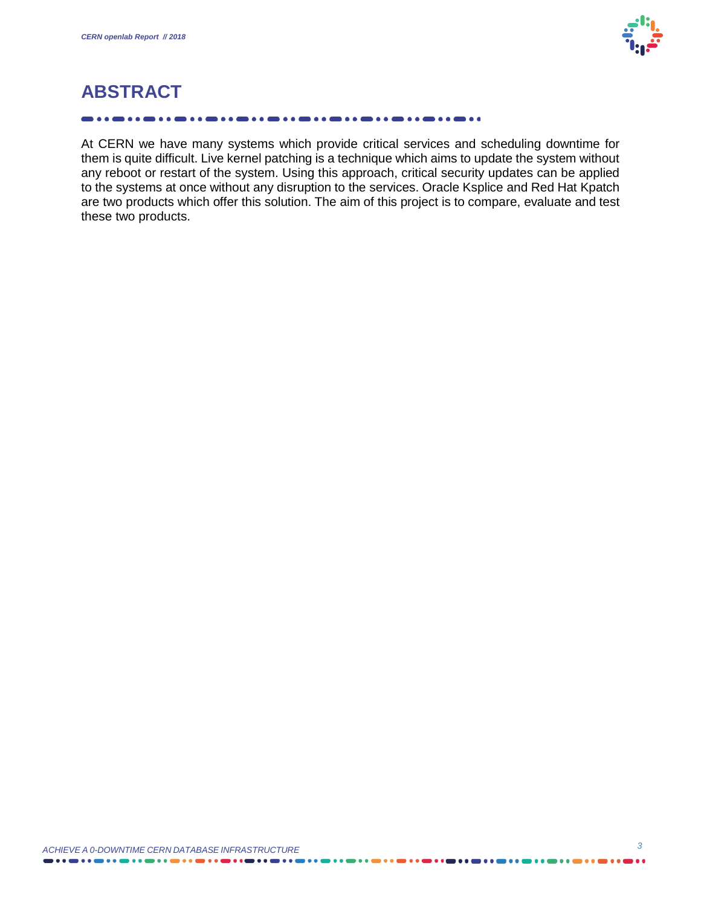# ABSTRACT

At CERN we have many systems which provide critical services and scheduling downtime for them is quite difficult. Live kernel patching is a technique which aims to update the system without any reboot or restart of the system. Using this approach, critical security updates can be applied to the systems at once without any disruption to the services. Oracle Ksplice and Red Hat Kpatch are two products which offer this solution. The aim of this project is to compare, evaluate and test these two products.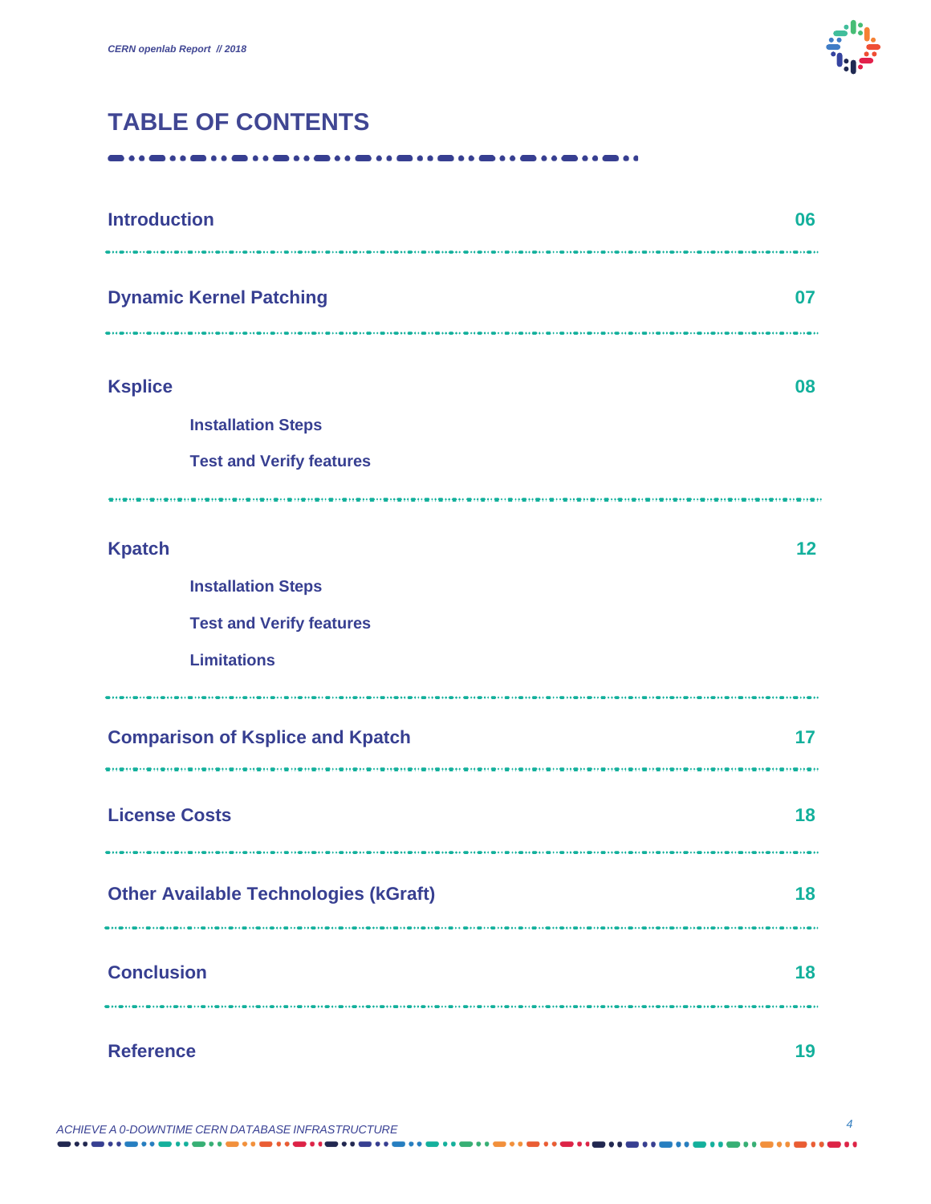# TABLE OF CONTENTS

| | |
|---|---|
| **Introduction** | 06 |
| **Dynamic Kernel Patching** | 07 |
| **Ksplice** | 08 |
| Installation Steps | |
| Test and Verify features | |
| **Kpatch** | 12 |
| Installation Steps | |
| Test and Verify features | |
| Limitations | |
| **Comparison of Ksplice and Kpatch** | 17 |
| **License Costs** | 18 |
| **Other Available Technologies (kGraft)** | 18 |
| **Conclusion** | 18 |
| **Reference** | 19 |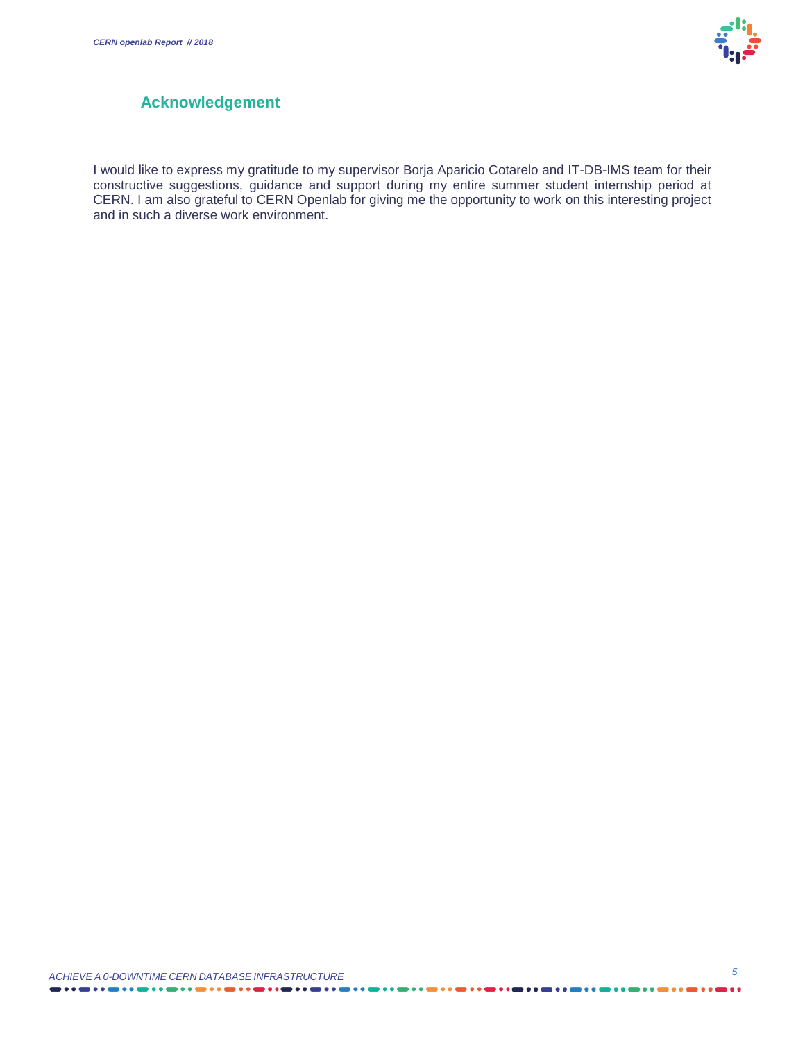## Acknowledgement

I would like to express my gratitude to my supervisor Borja Aparicio Cotarelo and IT-DB-IMS team for their constructive suggestions, guidance and support during my entire summer student internship period at CERN. I am also grateful to CERN Openlab for giving me the opportunity to work on this interesting project and in such a diverse work environment.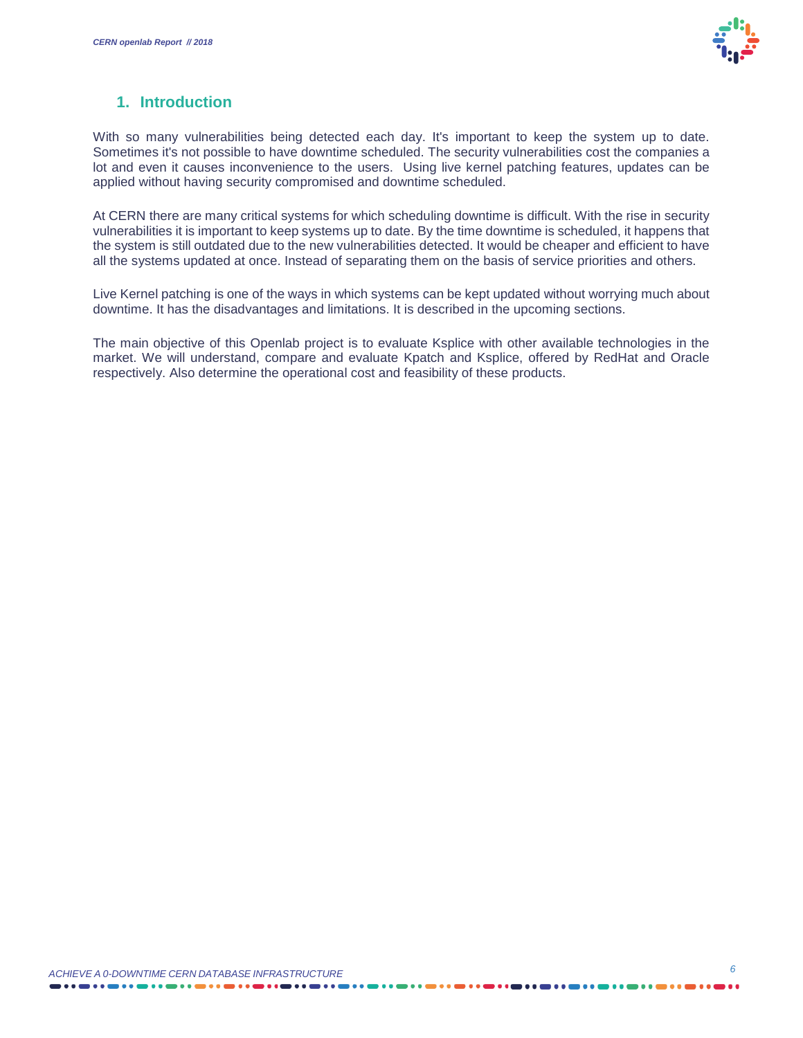## 1. Introduction

With so many vulnerabilities being detected each day. It's important to keep the system up to date. Sometimes it's not possible to have downtime scheduled. The security vulnerabilities cost the companies a lot and even it causes inconvenience to the users. Using live kernel patching features, updates can be applied without having security compromised and downtime scheduled.

At CERN there are many critical systems for which scheduling downtime is difficult. With the rise in security vulnerabilities it is important to keep systems up to date. By the time downtime is scheduled, it happens that the system is still outdated due to the new vulnerabilities detected. It would be cheaper and efficient to have all the systems updated at once. Instead of separating them on the basis of service priorities and others.

Live Kernel patching is one of the ways in which systems can be kept updated without worrying much about downtime. It has the disadvantages and limitations. It is described in the upcoming sections.

The main objective of this Openlab project is to evaluate Ksplice with other available technologies in the market. We will understand, compare and evaluate Kpatch and Ksplice, offered by RedHat and Oracle respectively. Also determine the operational cost and feasibility of these products.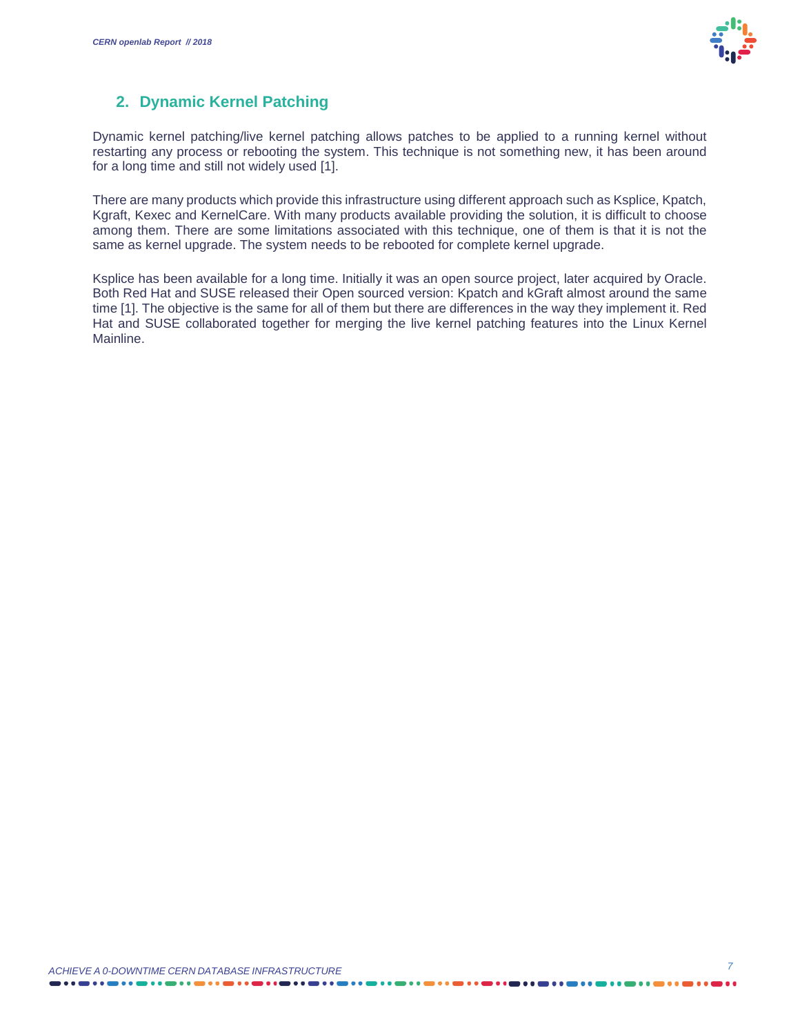## 2. Dynamic Kernel Patching

Dynamic kernel patching/live kernel patching allows patches to be applied to a running kernel without restarting any process or rebooting the system. This technique is not something new, it has been around for a long time and still not widely used [1].

There are many products which provide this infrastructure using different approach such as Ksplice, Kpatch, Kgraft, Kexec and KernelCare. With many products available providing the solution, it is difficult to choose among them. There are some limitations associated with this technique, one of them is that it is not the same as kernel upgrade. The system needs to be rebooted for complete kernel upgrade.

Ksplice has been available for a long time. Initially it was an open source project, later acquired by Oracle. Both Red Hat and SUSE released their Open sourced version: Kpatch and kGraft almost around the same time [1]. The objective is the same for all of them but there are differences in the way they implement it. Red Hat and SUSE collaborated together for merging the live kernel patching features into the Linux Kernel Mainline.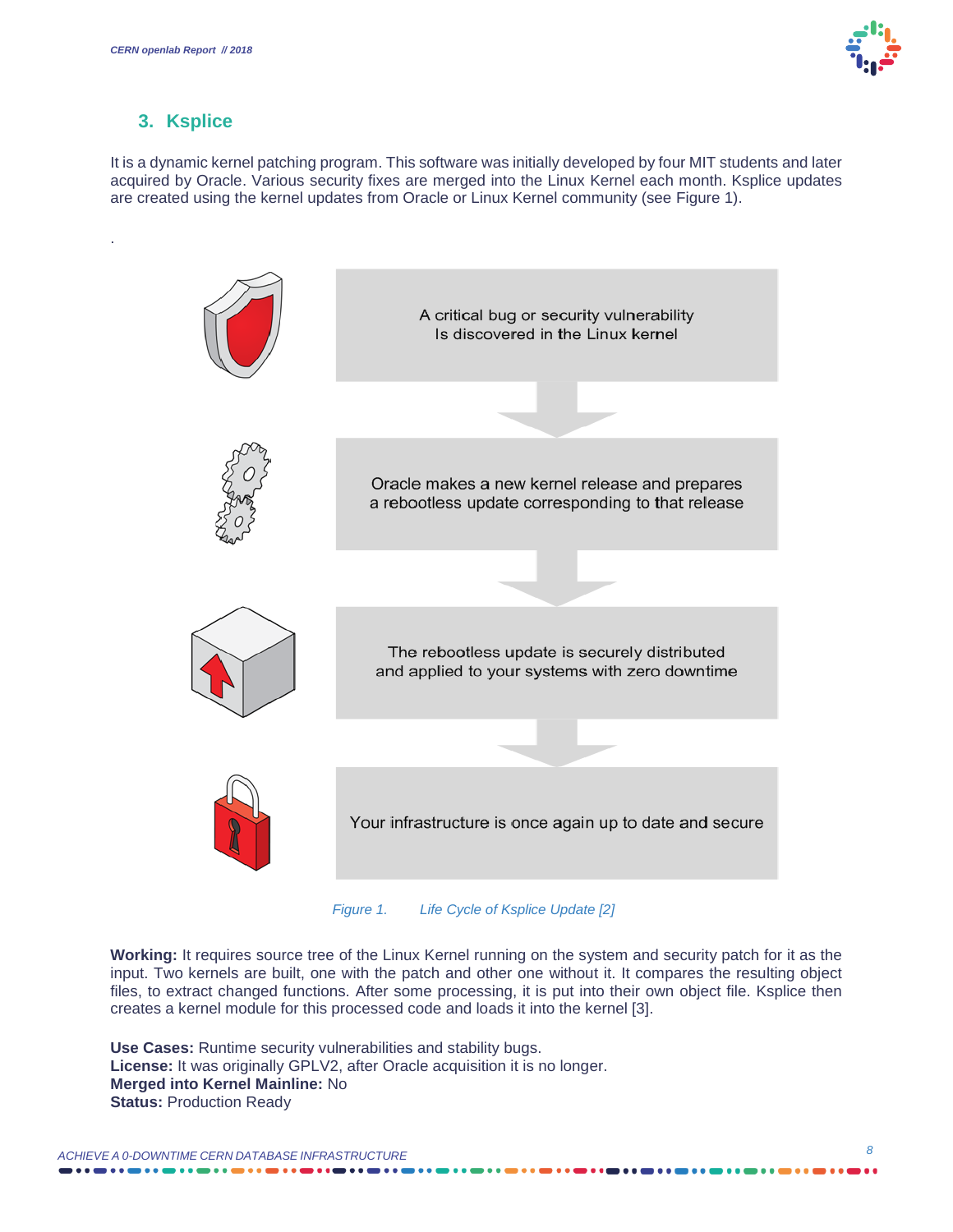## 3. Ksplice

It is a dynamic kernel patching program. This software was initially developed by four MIT students and later acquired by Oracle. Various security fixes are merged into the Linux Kernel each month. Ksplice updates are created using the kernel updates from Oracle or Linux Kernel community (see Figure 1).

.

A critical bug or security vulnerability Is discovered in the Linux kernel

Oracle makes a new kernel release and prepares a rebootless update corresponding to that release

The rebootless update is securely distributed and applied to your systems with zero downtime

Your infrastructure is once again up to date and secure

*Figure 1. Life Cycle of Ksplice Update [2]*

**Working:** It requires source tree of the Linux Kernel running on the system and security patch for it as the input. Two kernels are built, one with the patch and other one without it. It compares the resulting object files, to extract changed functions. After some processing, it is put into their own object file. Ksplice then creates a kernel module for this processed code and loads it into the kernel [3].

**Use Cases:** Runtime security vulnerabilities and stability bugs.
**License:** It was originally GPLV2, after Oracle acquisition it is no longer.
**Merged into Kernel Mainline:** No
**Status:** Production Ready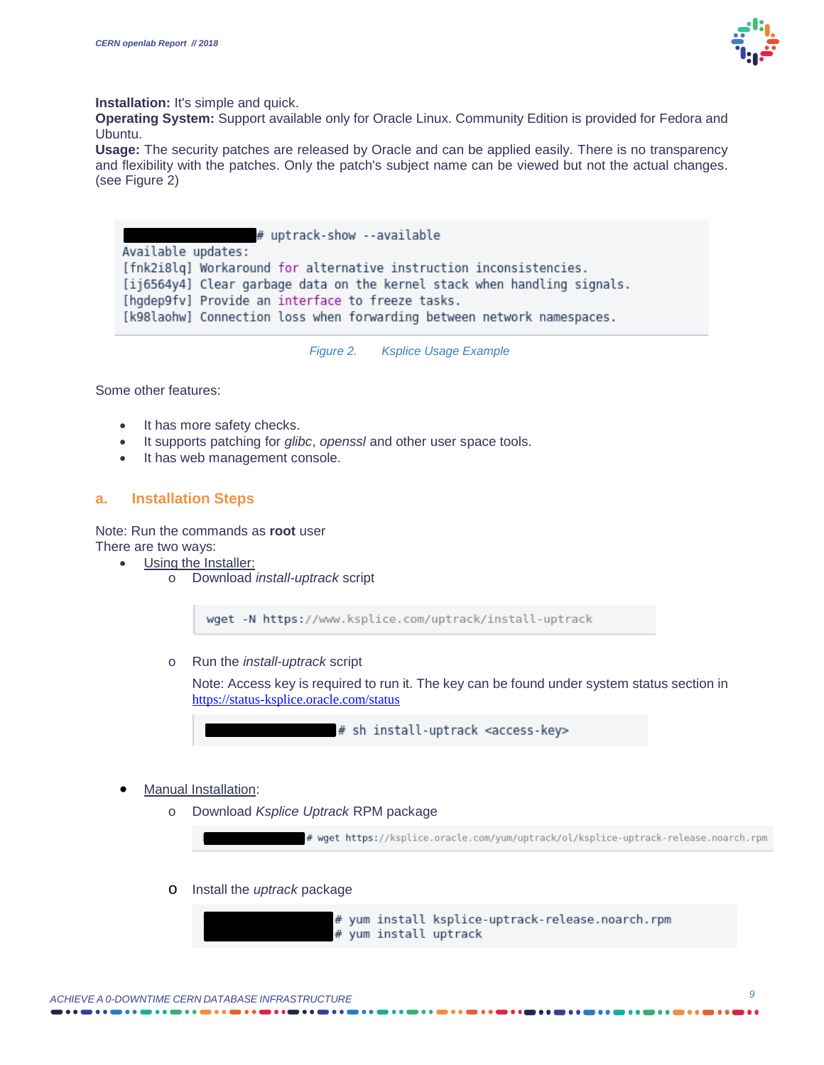**Installation:** It's simple and quick.
**Operating System:** Support available only for Oracle Linux. Community Edition is provided for Fedora and Ubuntu.
**Usage:** The security patches are released by Oracle and can be applied easily. There is no transparency and flexibility with the patches. Only the patch's subject name can be viewed but not the actual changes. (see Figure 2)

```
# uptrack-show --available
Available updates:
[fnk2i8lq] Workaround for alternative instruction inconsistencies.
[ij6564y4] Clear garbage data on the kernel stack when handling signals.
[hgdep9fv] Provide an interface to freeze tasks.
[k98laohw] Connection loss when forwarding between network namespaces.
```

*Figure 2. Ksplice Usage Example*

Some other features:

- It has more safety checks.
- It supports patching for *glibc*, *openssl* and other user space tools.
- It has web management console.

## a. Installation Steps

Note: Run the commands as **root** user
There are two ways:

- Using the Installer:
  - Download *install-uptrack* script

    ```
    wget -N https://www.ksplice.com/uptrack/install-uptrack
    ```

  - Run the *install-uptrack* script

    Note: Access key is required to run it. The key can be found under system status section in https://status-ksplice.oracle.com/status

    ```
    # sh install-uptrack <access-key>
    ```

- Manual Installation:
  - Download *Ksplice Uptrack* RPM package

    ```
    # wget https://ksplice.oracle.com/yum/uptrack/ol/ksplice-uptrack-release.noarch.rpm
    ```

  - Install the *uptrack* package

    ```
    # yum install ksplice-uptrack-release.noarch.rpm
    # yum install uptrack
    ```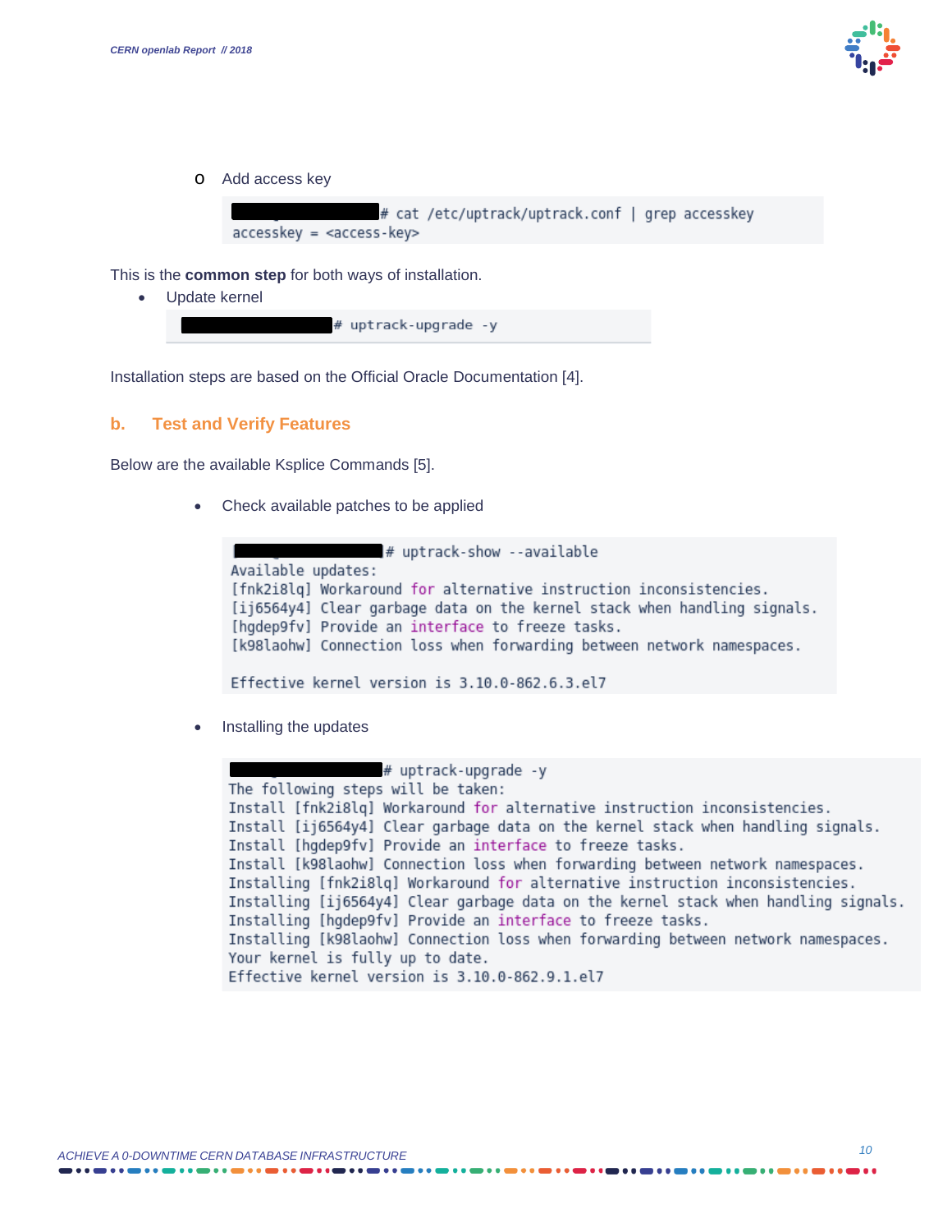- Add access key

```
# cat /etc/uptrack/uptrack.conf | grep accesskey
accesskey = <access-key>
```

This is the **common step** for both ways of installation.

- Update kernel

```
# uptrack-upgrade -y
```

Installation steps are based on the Official Oracle Documentation [4].

## b. Test and Verify Features

Below are the available Ksplice Commands [5].

- Check available patches to be applied

```
# uptrack-show --available
Available updates:
[fnk2i8lq] Workaround for alternative instruction inconsistencies.
[ij6564y4] Clear garbage data on the kernel stack when handling signals.
[hgdep9fv] Provide an interface to freeze tasks.
[k98laohw] Connection loss when forwarding between network namespaces.

Effective kernel version is 3.10.0-862.6.3.el7
```

- Installing the updates

```
# uptrack-upgrade -y
The following steps will be taken:
Install [fnk2i8lq] Workaround for alternative instruction inconsistencies.
Install [ij6564y4] Clear garbage data on the kernel stack when handling signals.
Install [hgdep9fv] Provide an interface to freeze tasks.
Install [k98laohw] Connection loss when forwarding between network namespaces.
Installing [fnk2i8lq] Workaround for alternative instruction inconsistencies.
Installing [ij6564y4] Clear garbage data on the kernel stack when handling signals.
Installing [hgdep9fv] Provide an interface to freeze tasks.
Installing [k98laohw] Connection loss when forwarding between network namespaces.
Your kernel is fully up to date.
Effective kernel version is 3.10.0-862.9.1.el7
```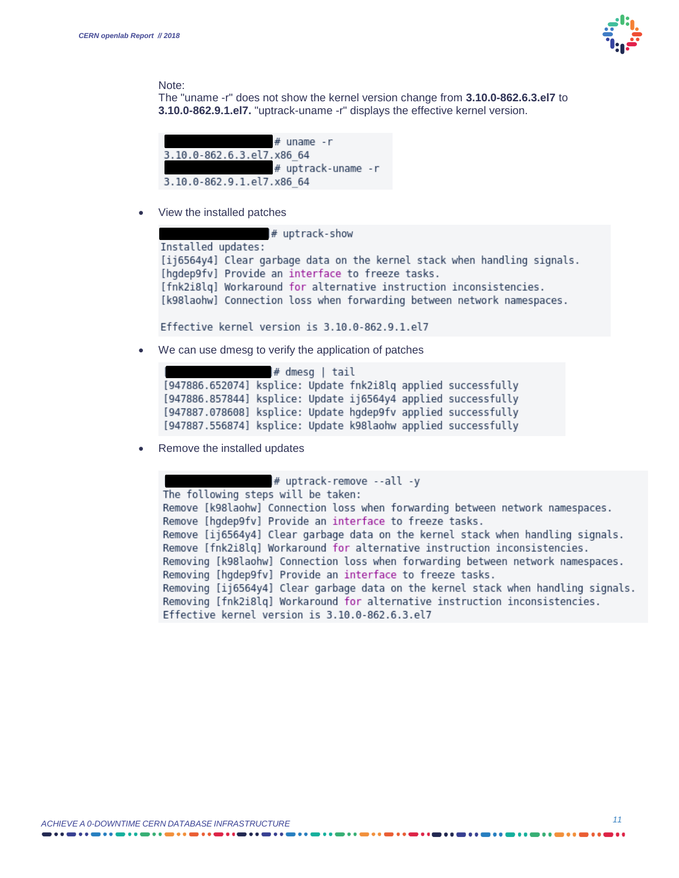Note:
The "uname -r" does not show the kernel version change from **3.10.0-862.6.3.el7** to **3.10.0-862.9.1.el7.** "uptrack-uname -r" displays the effective kernel version.

```
# uname -r
3.10.0-862.6.3.el7.x86_64
# uptrack-uname -r
3.10.0-862.9.1.el7.x86_64
```

- View the installed patches

```
# uptrack-show
Installed updates:
[ij6564y4] Clear garbage data on the kernel stack when handling signals.
[hgdep9fv] Provide an interface to freeze tasks.
[fnk2i8lq] Workaround for alternative instruction inconsistencies.
[k98laohw] Connection loss when forwarding between network namespaces.

Effective kernel version is 3.10.0-862.9.1.el7
```

- We can use dmesg to verify the application of patches

```
# dmesg | tail
[947886.652074] ksplice: Update fnk2i8lq applied successfully
[947886.857844] ksplice: Update ij6564y4 applied successfully
[947887.078608] ksplice: Update hgdep9fv applied successfully
[947887.556874] ksplice: Update k98laohw applied successfully
```

- Remove the installed updates

```
# uptrack-remove --all -y
The following steps will be taken:
Remove [k98laohw] Connection loss when forwarding between network namespaces.
Remove [hgdep9fv] Provide an interface to freeze tasks.
Remove [ij6564y4] Clear garbage data on the kernel stack when handling signals.
Remove [fnk2i8lq] Workaround for alternative instruction inconsistencies.
Removing [k98laohw] Connection loss when forwarding between network namespaces.
Removing [hgdep9fv] Provide an interface to freeze tasks.
Removing [ij6564y4] Clear garbage data on the kernel stack when handling signals.
Removing [fnk2i8lq] Workaround for alternative instruction inconsistencies.
Effective kernel version is 3.10.0-862.6.3.el7
```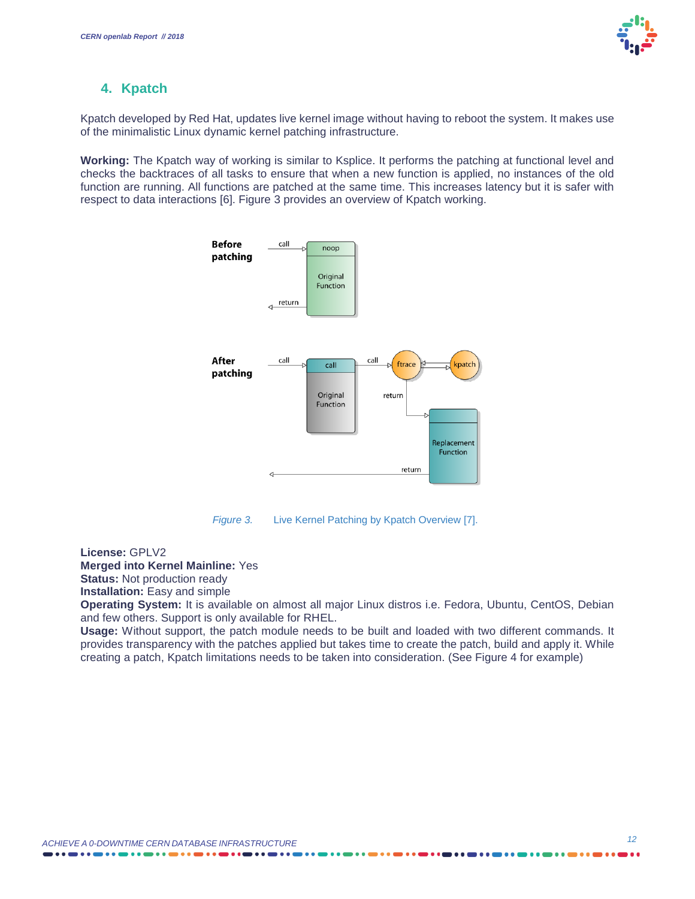## 4. Kpatch

Kpatch developed by Red Hat, updates live kernel image without having to reboot the system. It makes use of the minimalistic Linux dynamic kernel patching infrastructure.

**Working:** The Kpatch way of working is similar to Ksplice. It performs the patching at functional level and checks the backtraces of all tasks to ensure that when a new function is applied, no instances of the old function are running. All functions are patched at the same time. This increases latency but it is safer with respect to data interactions [6]. Figure 3 provides an overview of Kpatch working.

*Figure 3.* Live Kernel Patching by Kpatch Overview [7].

**License:** GPLV2
**Merged into Kernel Mainline:** Yes
**Status:** Not production ready
**Installation:** Easy and simple
**Operating System:** It is available on almost all major Linux distros i.e. Fedora, Ubuntu, CentOS, Debian and few others. Support is only available for RHEL.
**Usage:** Without support, the patch module needs to be built and loaded with two different commands. It provides transparency with the patches applied but takes time to create the patch, build and apply it. While creating a patch, Kpatch limitations needs to be taken into consideration. (See Figure 4 for example)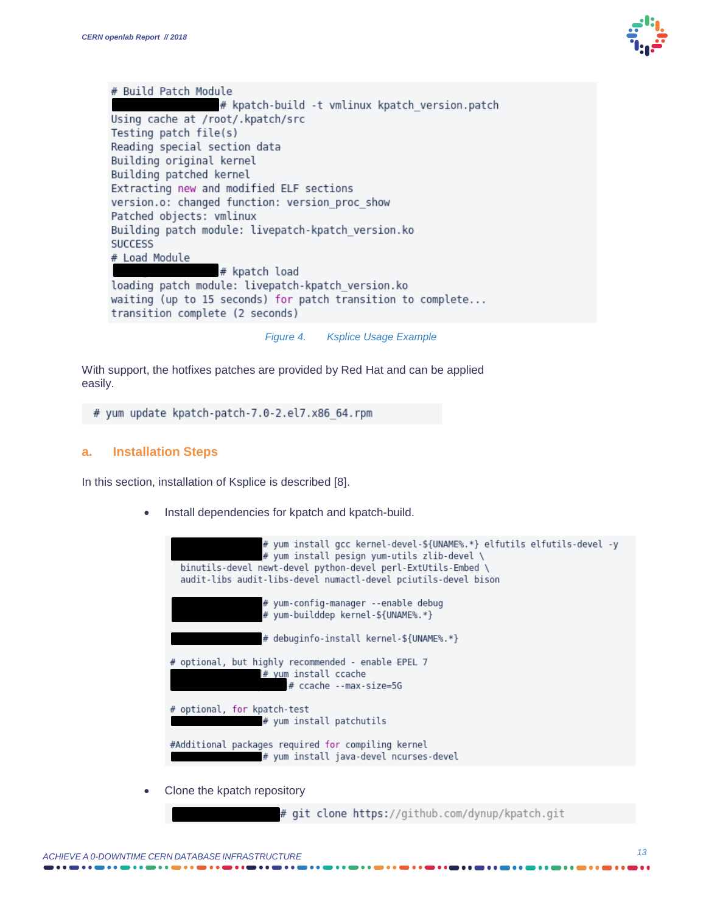```
# Build Patch Module
# kpatch-build -t vmlinux kpatch_version.patch
Using cache at /root/.kpatch/src
Testing patch file(s)
Reading special section data
Building original kernel
Building patched kernel
Extracting new and modified ELF sections
version.o: changed function: version_proc_show
Patched objects: vmlinux
Building patch module: livepatch-kpatch_version.ko
SUCCESS
# Load Module
# kpatch load
loading patch module: livepatch-kpatch_version.ko
waiting (up to 15 seconds) for patch transition to complete...
transition complete (2 seconds)
```

*Figure 4. Ksplice Usage Example*

With support, the hotfixes patches are provided by Red Hat and can be applied easily.

```
# yum update kpatch-patch-7.0-2.el7.x86_64.rpm
```

## a. Installation Steps

In this section, installation of Ksplice is described [8].

- Install dependencies for kpatch and kpatch-build.

```
# yum install gcc kernel-devel-${UNAME%.*} elfutils elfutils-devel -y
# yum install pesign yum-utils zlib-devel \
  binutils-devel newt-devel python-devel perl-ExtUtils-Embed \
  audit-libs audit-libs-devel numactl-devel pciutils-devel bison

# yum-config-manager --enable debug
# yum-builddep kernel-${UNAME%.*}

# debuginfo-install kernel-${UNAME%.*}

# optional, but highly recommended - enable EPEL 7
# yum install ccache
# ccache --max-size=5G

# optional, for kpatch-test
# yum install patchutils

#Additional packages required for compiling kernel
# yum install java-devel ncurses-devel
```

- Clone the kpatch repository

```
# git clone https://github.com/dynup/kpatch.git
```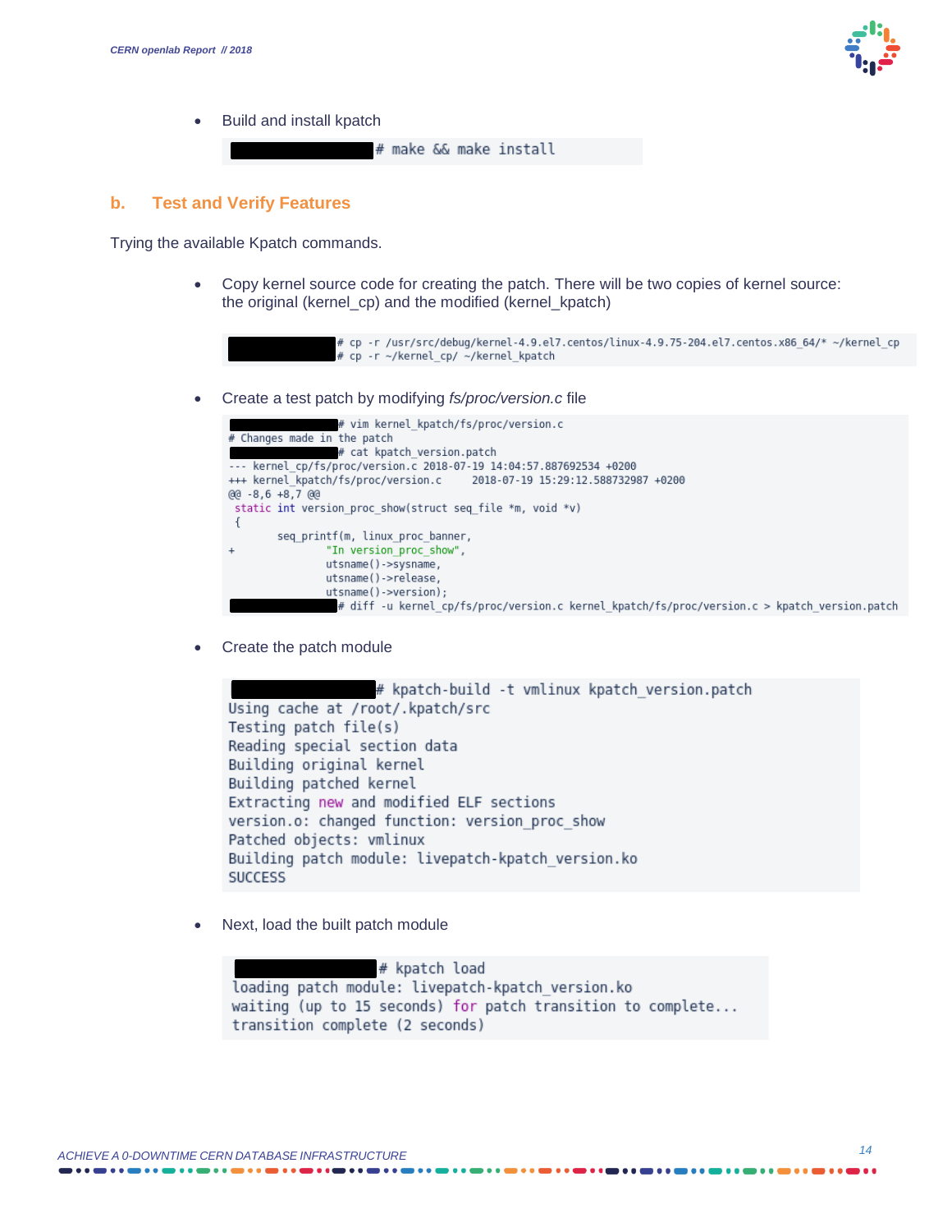- Build and install kpatch

```
# make && make install
```

## b. Test and Verify Features

Trying the available Kpatch commands.

- Copy kernel source code for creating the patch. There will be two copies of kernel source: the original (kernel_cp) and the modified (kernel_kpatch)

```
# cp -r /usr/src/debug/kernel-4.9.el7.centos/linux-4.9.75-204.el7.centos.x86_64/* ~/kernel_cp
# cp -r ~/kernel_cp/ ~/kernel_kpatch
```

- Create a test patch by modifying *fs/proc/version.c* file

```
# vim kernel_kpatch/fs/proc/version.c
# Changes made in the patch
# cat kpatch_version.patch
--- kernel_cp/fs/proc/version.c 2018-07-19 14:04:57.887692534 +0200
+++ kernel_kpatch/fs/proc/version.c     2018-07-19 15:29:12.588732987 +0200
@@ -8,6 +8,7 @@
 static int version_proc_show(struct seq_file *m, void *v)
 {
        seq_printf(m, linux_proc_banner,
+               "In version_proc_show",
                utsname()->sysname,
                utsname()->release,
                utsname()->version);
# diff -u kernel_cp/fs/proc/version.c kernel_kpatch/fs/proc/version.c > kpatch_version.patch
```

- Create the patch module

```
# kpatch-build -t vmlinux kpatch_version.patch
Using cache at /root/.kpatch/src
Testing patch file(s)
Reading special section data
Building original kernel
Building patched kernel
Extracting new and modified ELF sections
version.o: changed function: version_proc_show
Patched objects: vmlinux
Building patch module: livepatch-kpatch_version.ko
SUCCESS
```

- Next, load the built patch module

```
# kpatch load
loading patch module: livepatch-kpatch_version.ko
waiting (up to 15 seconds) for patch transition to complete...
transition complete (2 seconds)
```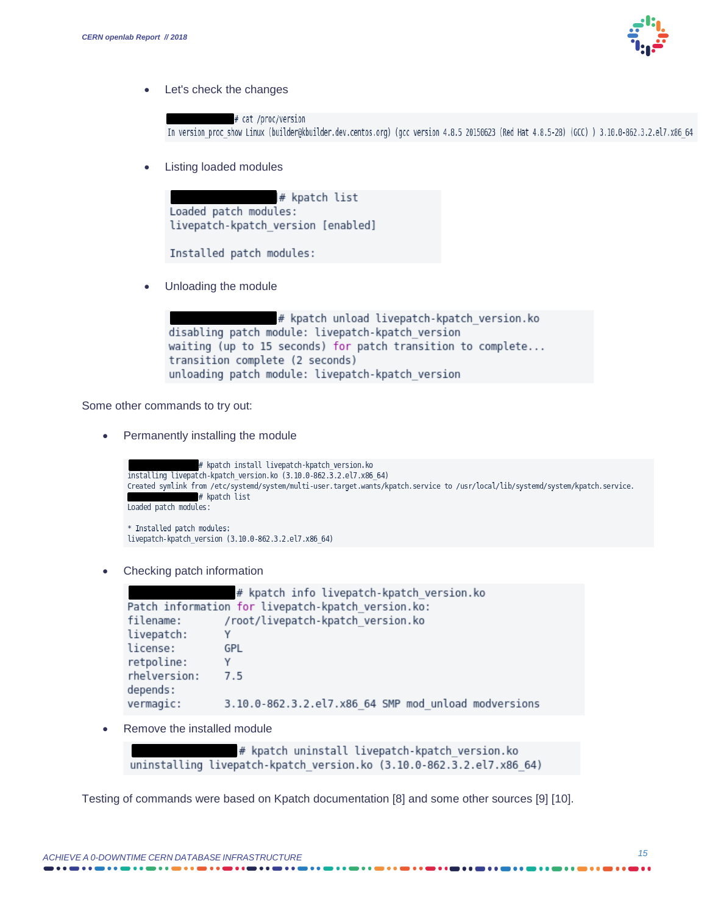- Let's check the changes

```
# cat /proc/version
In version_proc_show Linux (builder@kbuilder.dev.centos.org) (gcc version 4.8.5 20150623 (Red Hat 4.8.5-28) (GCC) ) 3.10.0-862.3.2.el7.x86_64
```

- Listing loaded modules

```
# kpatch list
Loaded patch modules:
livepatch-kpatch_version [enabled]

Installed patch modules:
```

- Unloading the module

```
# kpatch unload livepatch-kpatch_version.ko
disabling patch module: livepatch-kpatch_version
waiting (up to 15 seconds) for patch transition to complete...
transition complete (2 seconds)
unloading patch module: livepatch-kpatch_version
```

Some other commands to try out:

- Permanently installing the module

```
# kpatch install livepatch-kpatch_version.ko
installing livepatch-kpatch_version.ko (3.10.0-862.3.2.el7.x86_64)
Created symlink from /etc/systemd/system/multi-user.target.wants/kpatch.service to /usr/local/lib/systemd/system/kpatch.service.
# kpatch list
Loaded patch modules:

* Installed patch modules:
livepatch-kpatch_version (3.10.0-862.3.2.el7.x86_64)
```

- Checking patch information

```
# kpatch info livepatch-kpatch_version.ko
Patch information for livepatch-kpatch_version.ko:
filename:       /root/livepatch-kpatch_version.ko
livepatch:      Y
license:        GPL
retpoline:      Y
rhelversion:    7.5
depends:
vermagic:       3.10.0-862.3.2.el7.x86_64 SMP mod_unload modversions
```

- Remove the installed module

```
# kpatch uninstall livepatch-kpatch_version.ko
uninstalling livepatch-kpatch_version.ko (3.10.0-862.3.2.el7.x86_64)
```

Testing of commands were based on Kpatch documentation [8] and some other sources [9] [10].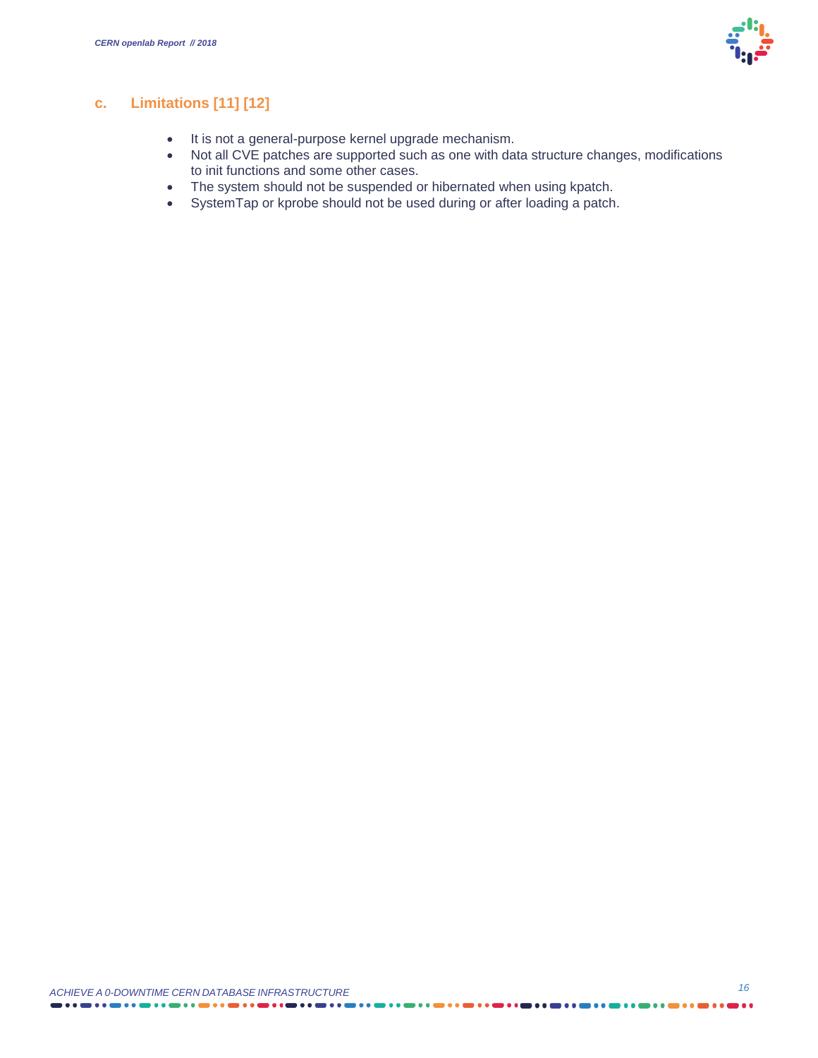### c. Limitations [11] [12]

- It is not a general-purpose kernel upgrade mechanism.
- Not all CVE patches are supported such as one with data structure changes, modifications to init functions and some other cases.
- The system should not be suspended or hibernated when using kpatch.
- SystemTap or kprobe should not be used during or after loading a patch.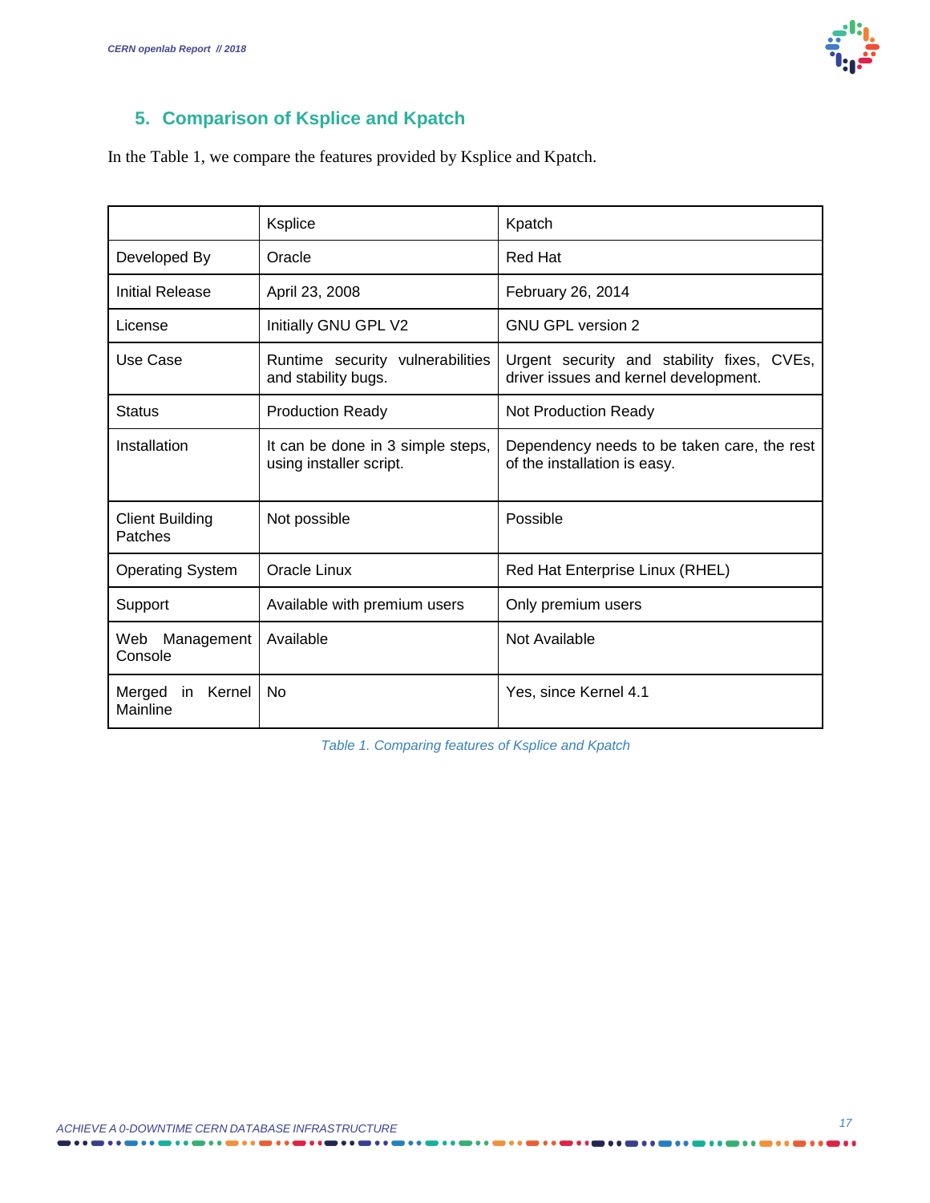## 5. Comparison of Ksplice and Kpatch

In the Table 1, we compare the features provided by Ksplice and Kpatch.

| | Ksplice | Kpatch |
|---|---|---|
| Developed By | Oracle | Red Hat |
| Initial Release | April 23, 2008 | February 26, 2014 |
| License | Initially GNU GPL V2 | GNU GPL version 2 |
| Use Case | Runtime security vulnerabilities and stability bugs. | Urgent security and stability fixes, CVEs, driver issues and kernel development. |
| Status | Production Ready | Not Production Ready |
| Installation | It can be done in 3 simple steps, using installer script. | Dependency needs to be taken care, the rest of the installation is easy. |
| Client Building Patches | Not possible | Possible |
| Operating System | Oracle Linux | Red Hat Enterprise Linux (RHEL) |
| Support | Available with premium users | Only premium users |
| Web Management Console | Available | Not Available |
| Merged in Kernel Mainline | No | Yes, since Kernel 4.1 |

*Table 1. Comparing features of Ksplice and Kpatch*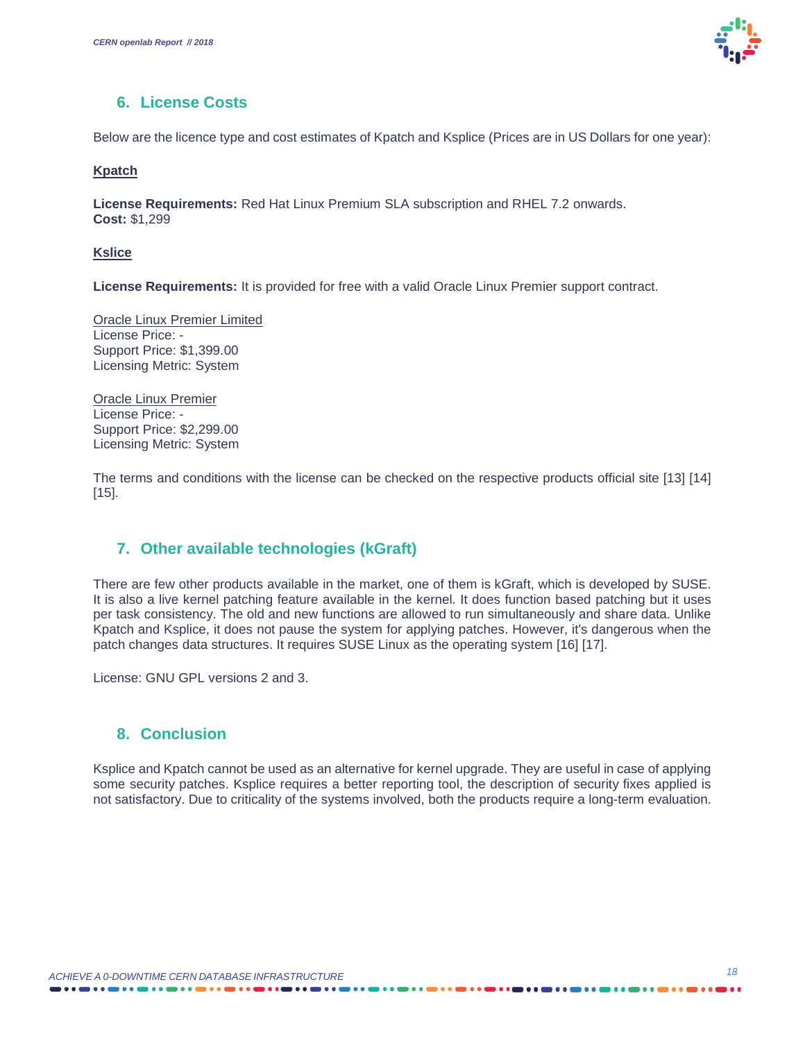## 6. License Costs

Below are the licence type and cost estimates of Kpatch and Ksplice (Prices are in US Dollars for one year):

**Kpatch**

**License Requirements:** Red Hat Linux Premium SLA subscription and RHEL 7.2 onwards.
**Cost:** $1,299

**Kslice**

**License Requirements:** It is provided for free with a valid Oracle Linux Premier support contract.

Oracle Linux Premier Limited
License Price: -
Support Price: $1,399.00
Licensing Metric: System

Oracle Linux Premier
License Price: -
Support Price: $2,299.00
Licensing Metric: System

The terms and conditions with the license can be checked on the respective products official site [13] [14] [15].

## 7. Other available technologies (kGraft)

There are few other products available in the market, one of them is kGraft, which is developed by SUSE. It is also a live kernel patching feature available in the kernel. It does function based patching but it uses per task consistency. The old and new functions are allowed to run simultaneously and share data. Unlike Kpatch and Ksplice, it does not pause the system for applying patches. However, it's dangerous when the patch changes data structures. It requires SUSE Linux as the operating system [16] [17].

License: GNU GPL versions 2 and 3.

## 8. Conclusion

Ksplice and Kpatch cannot be used as an alternative for kernel upgrade. They are useful in case of applying some security patches. Ksplice requires a better reporting tool, the description of security fixes applied is not satisfactory. Due to criticality of the systems involved, both the products require a long-term evaluation.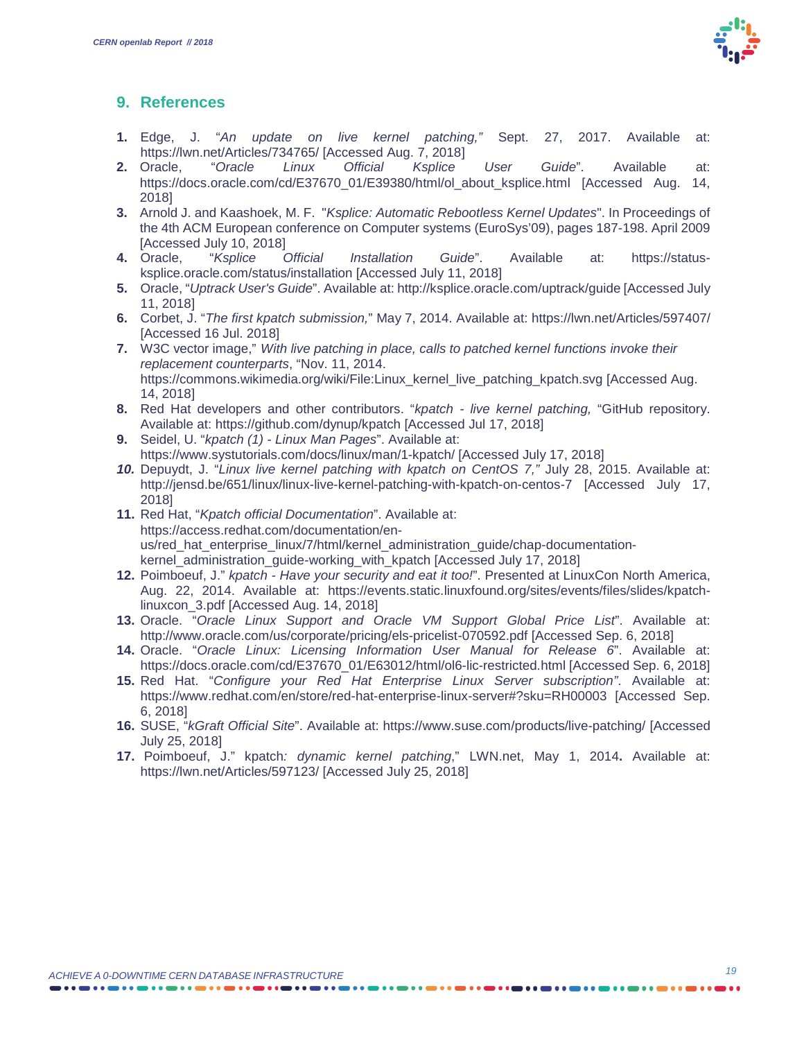## 9. References

1. Edge, J. "*An update on live kernel patching,"* Sept. 27, 2017. Available at: https://lwn.net/Articles/734765/ [Accessed Aug. 7, 2018]
2. Oracle, "*Oracle Linux Official Ksplice User Guide*". Available at: https://docs.oracle.com/cd/E37670_01/E39380/html/ol_about_ksplice.html [Accessed Aug. 14, 2018]
3. Arnold J. and Kaashoek, M. F. "*Ksplice: Automatic Rebootless Kernel Updates*". In Proceedings of the 4th ACM European conference on Computer systems (EuroSys'09), pages 187-198. April 2009 [Accessed July 10, 2018]
4. Oracle, "*Ksplice Official Installation Guide*". Available at: https://status-ksplice.oracle.com/status/installation [Accessed July 11, 2018]
5. Oracle, "*Uptrack User's Guide*". Available at: http://ksplice.oracle.com/uptrack/guide [Accessed July 11, 2018]
6. Corbet, J. "*The first kpatch submission,*" May 7, 2014. Available at: https://lwn.net/Articles/597407/ [Accessed 16 Jul. 2018]
7. W3C vector image," *With live patching in place, calls to patched kernel functions invoke their replacement counterparts*, "Nov. 11, 2014. https://commons.wikimedia.org/wiki/File:Linux_kernel_live_patching_kpatch.svg [Accessed Aug. 14, 2018]
8. Red Hat developers and other contributors. "*kpatch - live kernel patching,* "GitHub repository. Available at: https://github.com/dynup/kpatch [Accessed Jul 17, 2018]
9. Seidel, U. "*kpatch (1) - Linux Man Pages*". Available at: https://www.systutorials.com/docs/linux/man/1-kpatch/ [Accessed July 17, 2018]
10. Depuydt, J. "*Linux live kernel patching with kpatch on CentOS 7,"* July 28, 2015. Available at: http://jensd.be/651/linux/linux-live-kernel-patching-with-kpatch-on-centos-7 [Accessed July 17, 2018]
11. Red Hat, "*Kpatch official Documentation*". Available at: https://access.redhat.com/documentation/en-us/red_hat_enterprise_linux/7/html/kernel_administration_guide/chap-documentation-kernel_administration_guide-working_with_kpatch [Accessed July 17, 2018]
12. Poimboeuf, J." *kpatch - Have your security and eat it too!*". Presented at LinuxCon North America, Aug. 22, 2014. Available at: https://events.static.linuxfound.org/sites/events/files/slides/kpatch-linuxcon_3.pdf [Accessed Aug. 14, 2018]
13. Oracle. "*Oracle Linux Support and Oracle VM Support Global Price List*". Available at: http://www.oracle.com/us/corporate/pricing/els-pricelist-070592.pdf [Accessed Sep. 6, 2018]
14. Oracle. "*Oracle Linux: Licensing Information User Manual for Release 6*". Available at: https://docs.oracle.com/cd/E37670_01/E63012/html/ol6-lic-restricted.html [Accessed Sep. 6, 2018]
15. Red Hat. "*Configure your Red Hat Enterprise Linux Server subscription"*. Available at: https://www.redhat.com/en/store/red-hat-enterprise-linux-server#?sku=RH00003 [Accessed Sep. 6, 2018]
16. SUSE, "*kGraft Official Site*". Available at: https://www.suse.com/products/live-patching/ [Accessed July 25, 2018]
17. Poimboeuf, J." kpatch*: dynamic kernel patching*," LWN.net, May 1, 2014**.** Available at: https://lwn.net/Articles/597123/ [Accessed July 25, 2018]